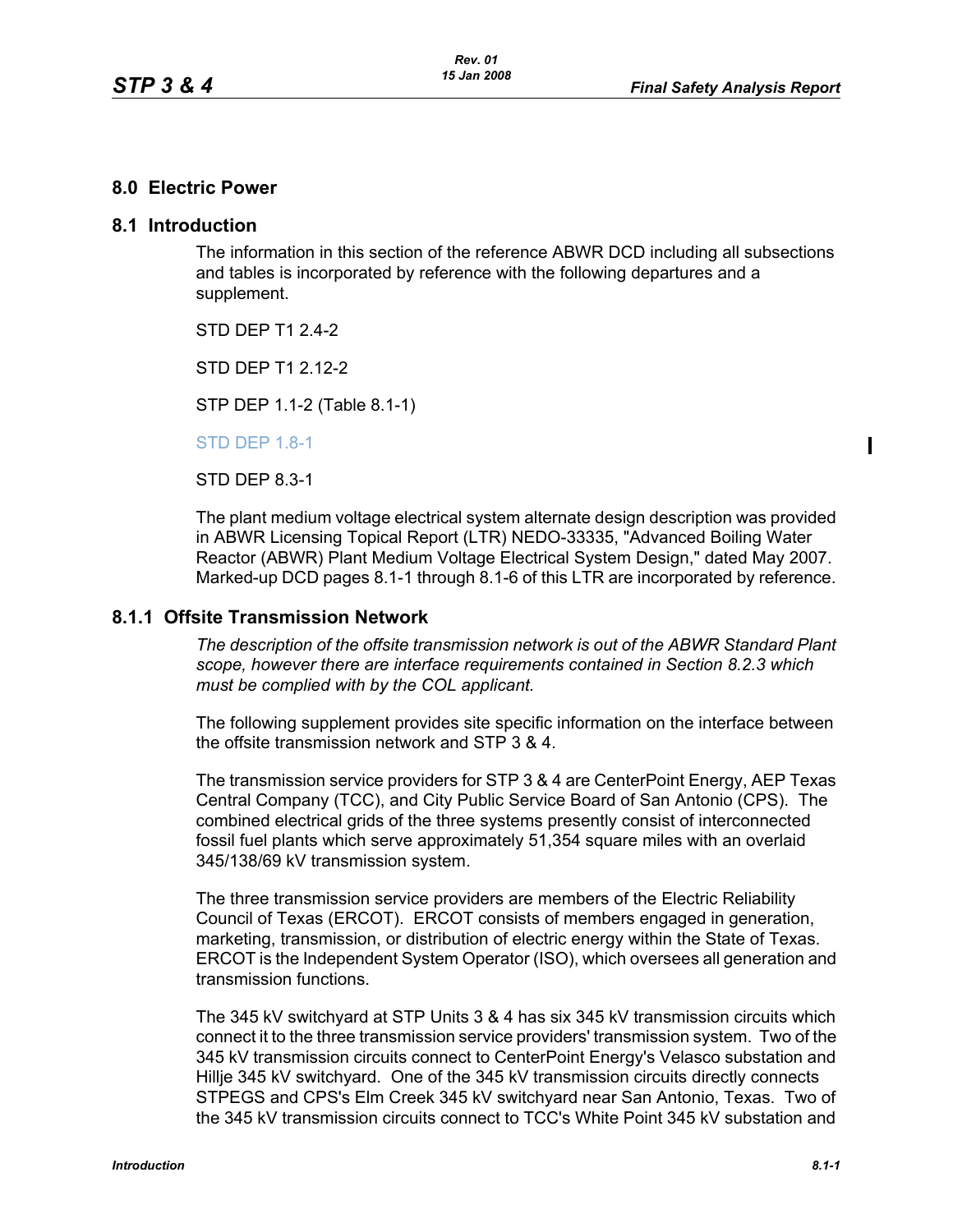# 8.0 Electric Power

## 8.1 Introduction

The information in this section of the reference ABWR DCD including all subsections and tables is incorporated by reference with the following departures and a supplement.

STD DEP T1 2.4-2

STD DEP T1 2.12-2

STP DEP 1.1-2 (Table 8.1-1)

STD DEP 1.8-1

STD DEP 8.3-1

The plant medium voltage electrical system alternate design description was provided in ABWR Licensing Topical Report (LTR) NEDO-33335, "Advanced Boiling Water Reactor (ABWR) Plant Medium Voltage Electrical System Design," dated May 2007. Marked-up DCD pages 8.1-1 through 8.1-6 of this LTR are incorporated by reference.

### 8.1.1 Offsite Transmission Network

*The description of the offsite transmission network is out of the ABWR Standard Plant scope, however there are interface requirements contained in Section 8.2.3 which must be complied with by the COL applicant.*

The following supplement provides site specific information on the interface between the offsite transmission network and STP 3 & 4.

The transmission service providers for STP 3 & 4 are CenterPoint Energy, AEP Texas Central Company (TCC), and City Public Service Board of San Antonio (CPS). The combined electrical grids of the three systems presently consist of interconnected fossil fuel plants which serve approximately 51,354 square miles with an overlaid 345/138/69 kV transmission system.

The three transmission service providers are members of the Electric Reliability Council of Texas (ERCOT). ERCOT consists of members engaged in generation, marketing, transmission, or distribution of electric energy within the State of Texas. ERCOT is the Independent System Operator (ISO), which oversees all generation and transmission functions.

The 345 kV switchyard at STP Units 3 & 4 has six 345 kV transmission circuits which connect it to the three transmission service providers' transmission system. Two of the 345 kV transmission circuits connect to CenterPoint Energy's Velasco substation and Hillje 345 kV switchyard. One of the 345 kV transmission circuits directly connects STPEGS and CPS's Elm Creek 345 kV switchyard near San Antonio, Texas. Two of the 345 kV transmission circuits connect to TCC's White Point 345 kV substation and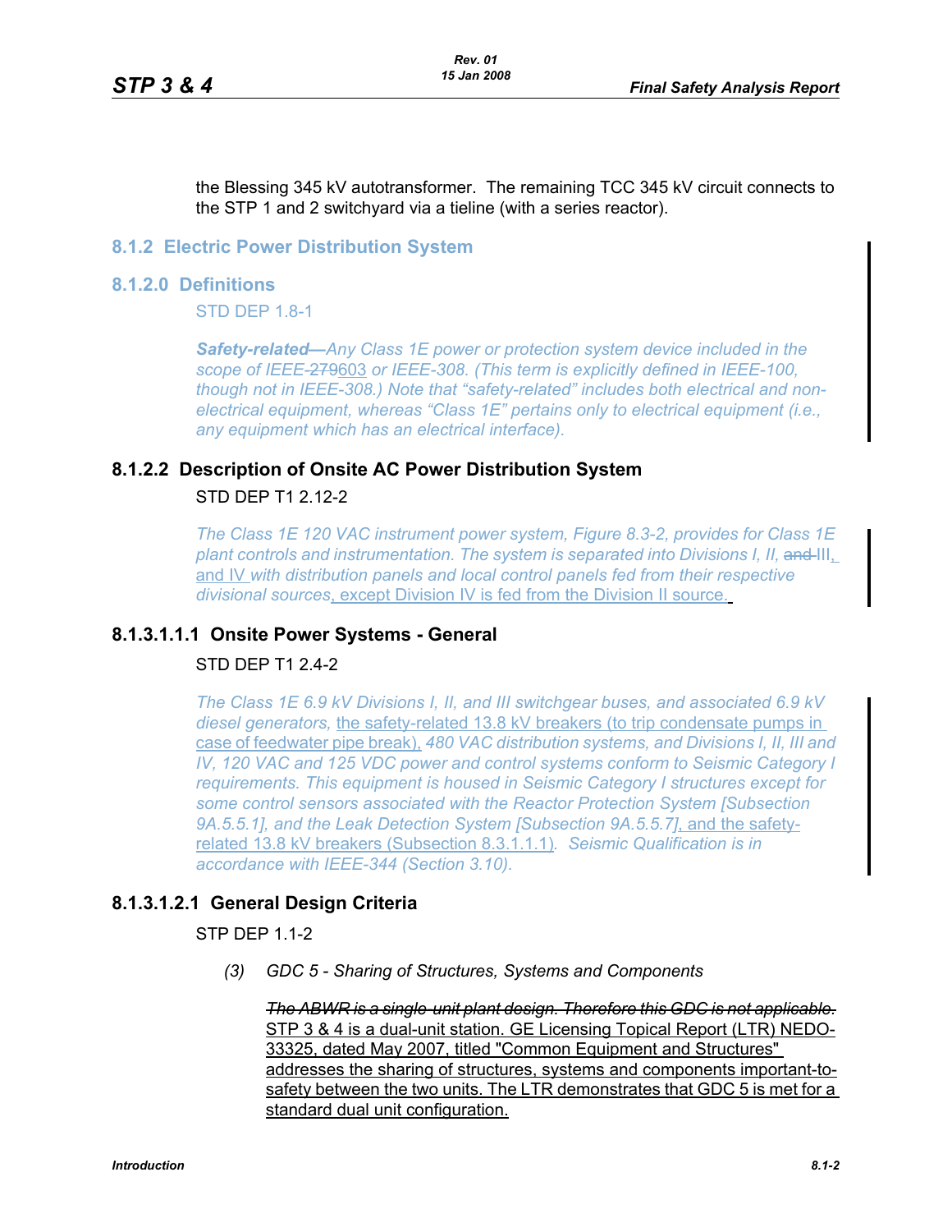the Blessing 345 kV autotransformer. The remaining TCC 345 kV circuit connects to the STP 1 and 2 switchyard via a tieline (with a series reactor).

## 8.1.2 Electric Power Distribution System

## 8.1.2.0 Definitions

STD DEP 1.8-1

***Safety-related—****Any Class 1E power or protection system device included in the scope of IEEE-~~279~~603 or IEEE-308. (This term is explicitly defined in IEEE-100, though not in IEEE-308.) Note that "safety-related" includes both electrical and non-electrical equipment, whereas "Class 1E" pertains only to electrical equipment (i.e., any equipment which has an electrical interface).*

## 8.1.2.2 Description of Onsite AC Power Distribution System

STD DEP T1 2.12-2

*The Class 1E 120 VAC instrument power system, Figure 8.3-2, provides for Class 1E plant controls and instrumentation. The system is separated into Divisions I, II, ~~and~~ III, and IV with distribution panels and local control panels fed from their respective divisional sources, except Division IV is fed from the Division II source.*

## 8.1.3.1.1.1 Onsite Power Systems - General

STD DEP T1 2.4-2

*The Class 1E 6.9 kV Divisions I, II, and III switchgear buses, and associated 6.9 kV diesel generators,* the safety-related 13.8 kV breakers (to trip condensate pumps in case of feedwater pipe break), *480 VAC distribution systems, and Divisions I, II, III and IV, 120 VAC and 125 VDC power and control systems conform to Seismic Category I requirements. This equipment is housed in Seismic Category I structures except for some control sensors associated with the Reactor Protection System [Subsection 9A.5.5.1], and the Leak Detection System [Subsection 9A.5.5.7]*, and the safety-related 13.8 kV breakers (Subsection 8.3.1.1.1)*. Seismic Qualification is in accordance with IEEE-344 (Section 3.10).*

## 8.1.3.1.2.1 General Design Criteria

STP DEP 1.1-2

*(3) GDC 5 - Sharing of Structures, Systems and Components*

~~*The ABWR is a single-unit plant design. Therefore this GDC is not applicable.*~~ STP 3 & 4 is a dual-unit station. GE Licensing Topical Report (LTR) NEDO-33325, dated May 2007, titled "Common Equipment and Structures" addresses the sharing of structures, systems and components important-to-safety between the two units. The LTR demonstrates that GDC 5 is met for a standard dual unit configuration.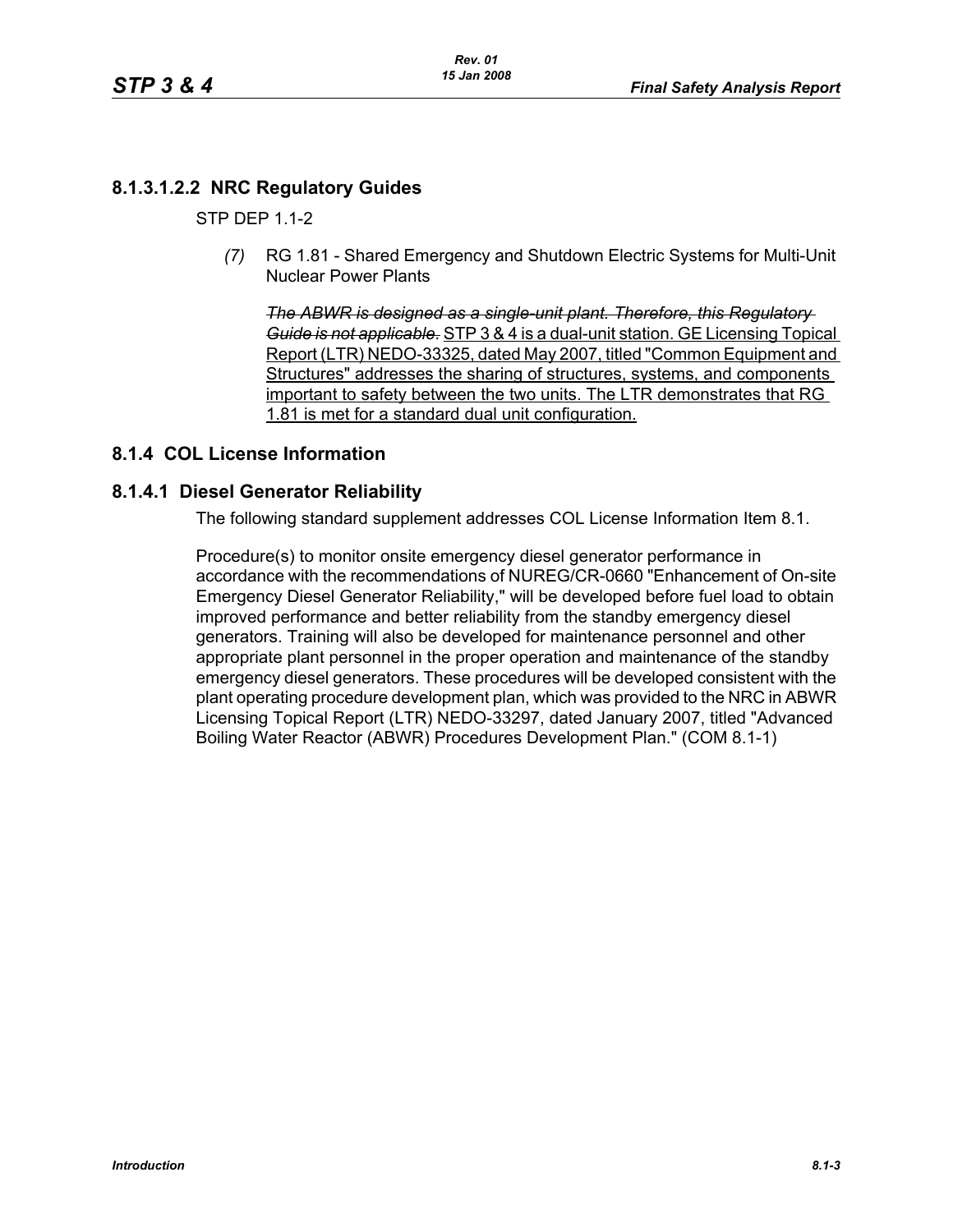### 8.1.3.1.2.2 NRC Regulatory Guides

STP DEP 1.1-2

*(7)* RG 1.81 - Shared Emergency and Shutdown Electric Systems for Multi-Unit Nuclear Power Plants

~~*The ABWR is designed as a single-unit plant. Therefore, this Regulatory Guide is not applicable.*~~ STP 3 & 4 is a dual-unit station. GE Licensing Topical Report (LTR) NEDO-33325, dated May 2007, titled "Common Equipment and Structures" addresses the sharing of structures, systems, and components important to safety between the two units. The LTR demonstrates that RG 1.81 is met for a standard dual unit configuration.

## 8.1.4 COL License Information

### 8.1.4.1 Diesel Generator Reliability

The following standard supplement addresses COL License Information Item 8.1.

Procedure(s) to monitor onsite emergency diesel generator performance in accordance with the recommendations of NUREG/CR-0660 "Enhancement of On-site Emergency Diesel Generator Reliability," will be developed before fuel load to obtain improved performance and better reliability from the standby emergency diesel generators. Training will also be developed for maintenance personnel and other appropriate plant personnel in the proper operation and maintenance of the standby emergency diesel generators. These procedures will be developed consistent with the plant operating procedure development plan, which was provided to the NRC in ABWR Licensing Topical Report (LTR) NEDO-33297, dated January 2007, titled "Advanced Boiling Water Reactor (ABWR) Procedures Development Plan." (COM 8.1-1)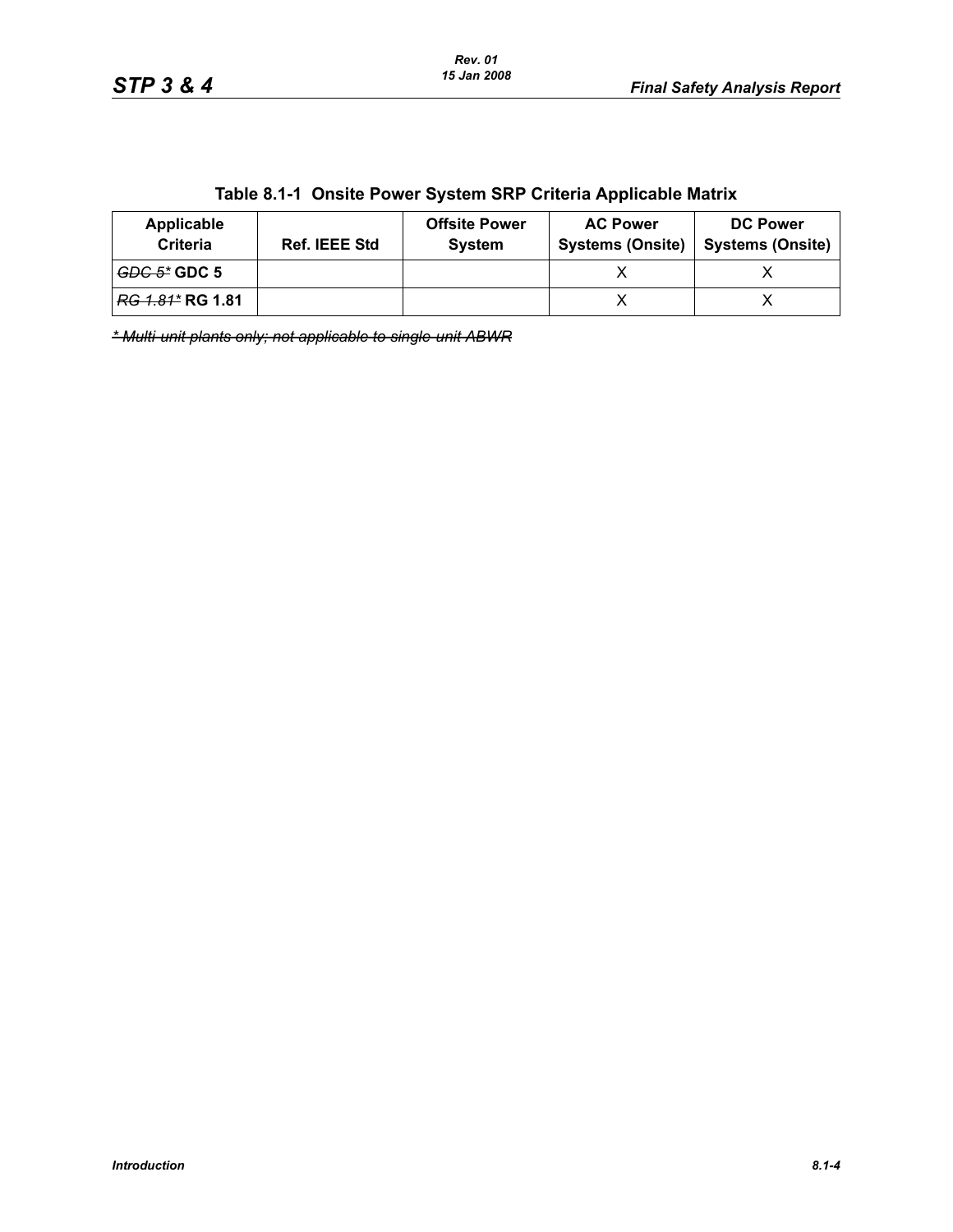**Table 8.1-1  Onsite Power System SRP Criteria Applicable Matrix**

| Applicable Criteria | Ref. IEEE Std | Offsite Power System | AC Power Systems (Onsite) | DC Power Systems (Onsite) |
|---|---|---|---|---|
| ~~*GDC 5**~~ **GDC 5** | | | X | X |
| ~~*RG 1.81**~~ **RG 1.81** | | | X | X |

~~** Multi-unit plants only; not applicable to single-unit ABWR*~~